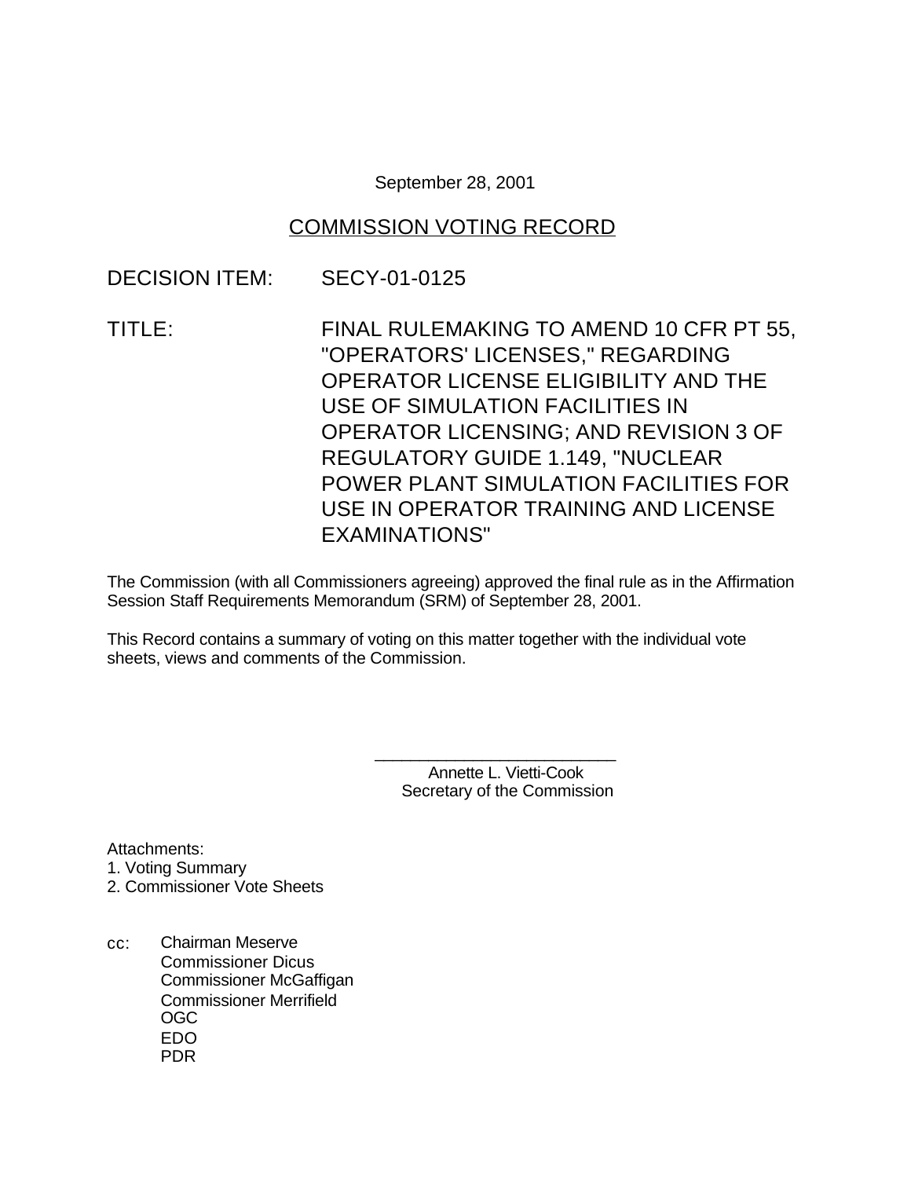September 28, 2001

# COMMISSION VOTING RECORD

DECISION ITEM: SECY-01-0125

TITLE: FINAL RULEMAKING TO AMEND 10 CFR PT 55, "OPERATORS' LICENSES," REGARDING OPERATOR LICENSE ELIGIBILITY AND THE USE OF SIMULATION FACILITIES IN OPERATOR LICENSING; AND REVISION 3 OF REGULATORY GUIDE 1.149, "NUCLEAR POWER PLANT SIMULATION FACILITIES FOR USE IN OPERATOR TRAINING AND LICENSE EXAMINATIONS"

The Commission (with all Commissioners agreeing) approved the final rule as in the Affirmation Session Staff Requirements Memorandum (SRM) of September 28, 2001.

This Record contains a summary of voting on this matter together with the individual vote sheets, views and comments of the Commission.

\_\_\_\_\_\_\_\_\_\_\_\_\_\_\_\_\_\_\_\_\_\_\_\_\_\_
Annette L. Vietti-Cook
Secretary of the Commission

Attachments:
1. Voting Summary
2. Commissioner Vote Sheets

cc:
Chairman Meserve
Commissioner Dicus
Commissioner McGaffigan
Commissioner Merrifield
OGC
EDO
PDR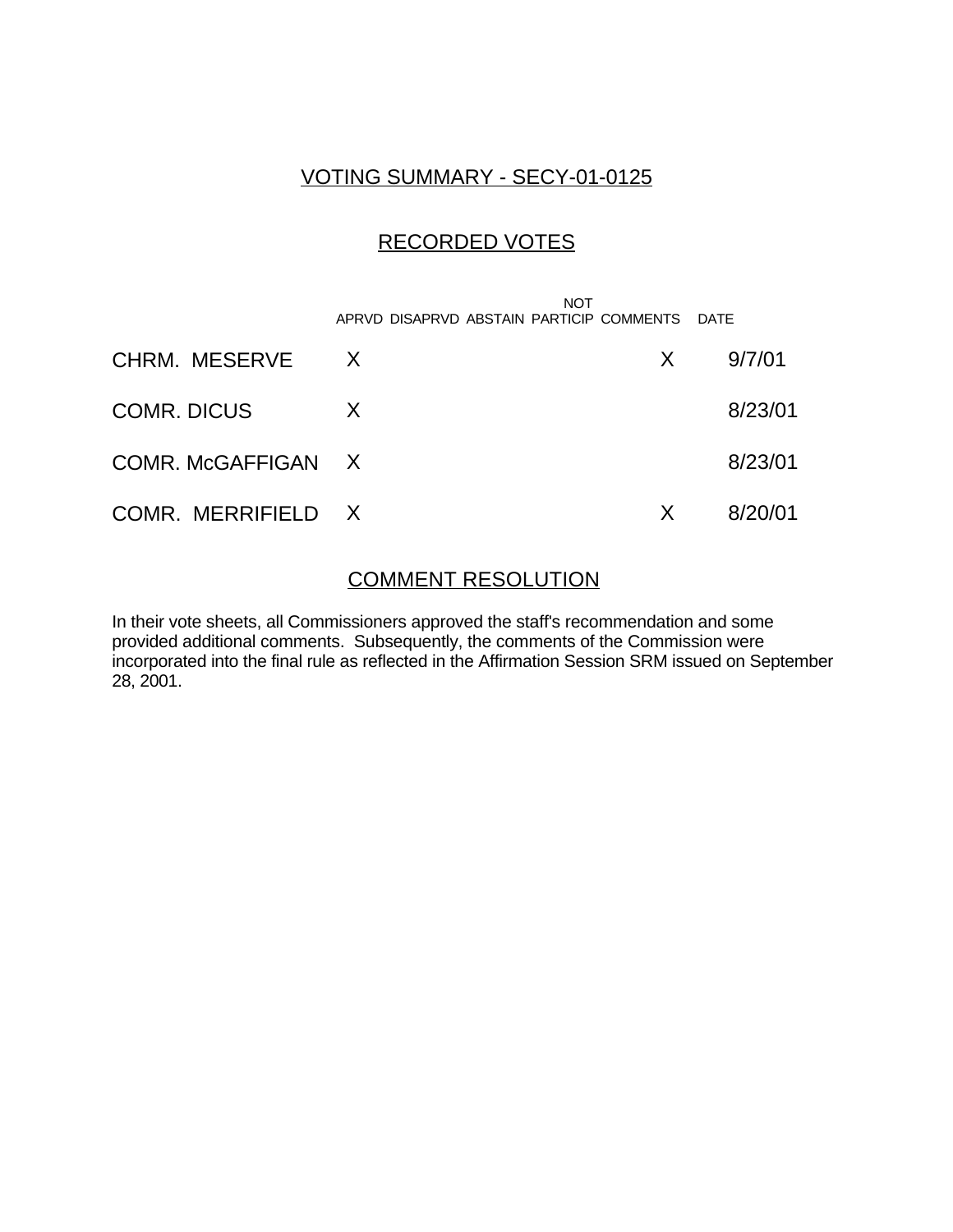# VOTING SUMMARY - SECY-01-0125

## RECORDED VOTES

| | APRVD | DISAPRVD | ABSTAIN | NOT PARTICIP | COMMENTS | DATE |
|---|---|---|---|---|---|---|
| CHRM. MESERVE | X | | | | X | 9/7/01 |
| COMR. DICUS | X | | | | | 8/23/01 |
| COMR. McGAFFIGAN | X | | | | | 8/23/01 |
| COMR. MERRIFIELD | X | | | | X | 8/20/01 |

## COMMENT RESOLUTION

In their vote sheets, all Commissioners approved the staff's recommendation and some provided additional comments. Subsequently, the comments of the Commission were incorporated into the final rule as reflected in the Affirmation Session SRM issued on September 28, 2001.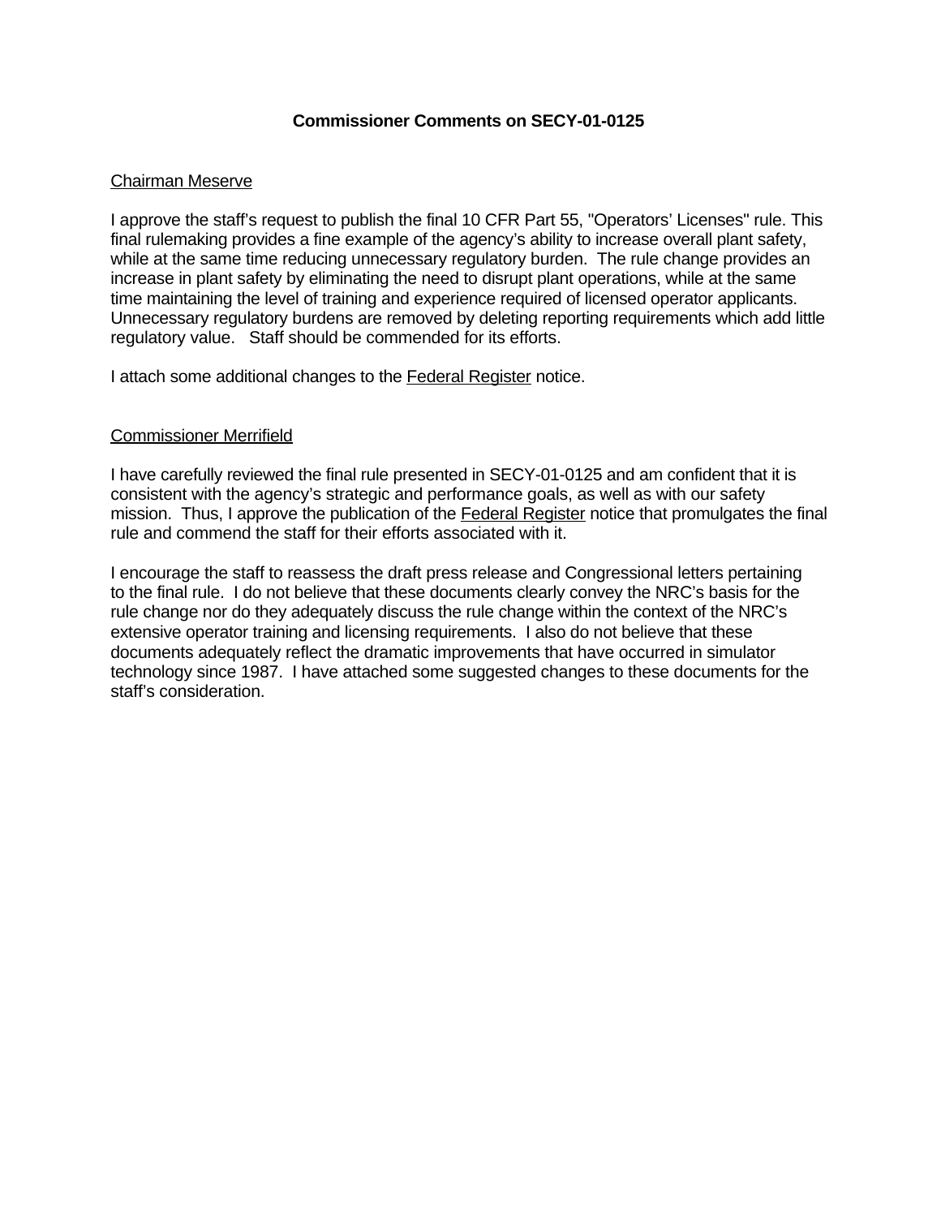**Commissioner Comments on SECY-01-0125**

Chairman Meserve

I approve the staff's request to publish the final 10 CFR Part 55, "Operators' Licenses" rule. This final rulemaking provides a fine example of the agency's ability to increase overall plant safety, while at the same time reducing unnecessary regulatory burden. The rule change provides an increase in plant safety by eliminating the need to disrupt plant operations, while at the same time maintaining the level of training and experience required of licensed operator applicants. Unnecessary regulatory burdens are removed by deleting reporting requirements which add little regulatory value. Staff should be commended for its efforts.

I attach some additional changes to the Federal Register notice.

Commissioner Merrifield

I have carefully reviewed the final rule presented in SECY-01-0125 and am confident that it is consistent with the agency's strategic and performance goals, as well as with our safety mission. Thus, I approve the publication of the Federal Register notice that promulgates the final rule and commend the staff for their efforts associated with it.

I encourage the staff to reassess the draft press release and Congressional letters pertaining to the final rule. I do not believe that these documents clearly convey the NRC's basis for the rule change nor do they adequately discuss the rule change within the context of the NRC's extensive operator training and licensing requirements. I also do not believe that these documents adequately reflect the dramatic improvements that have occurred in simulator technology since 1987. I have attached some suggested changes to these documents for the staff's consideration.